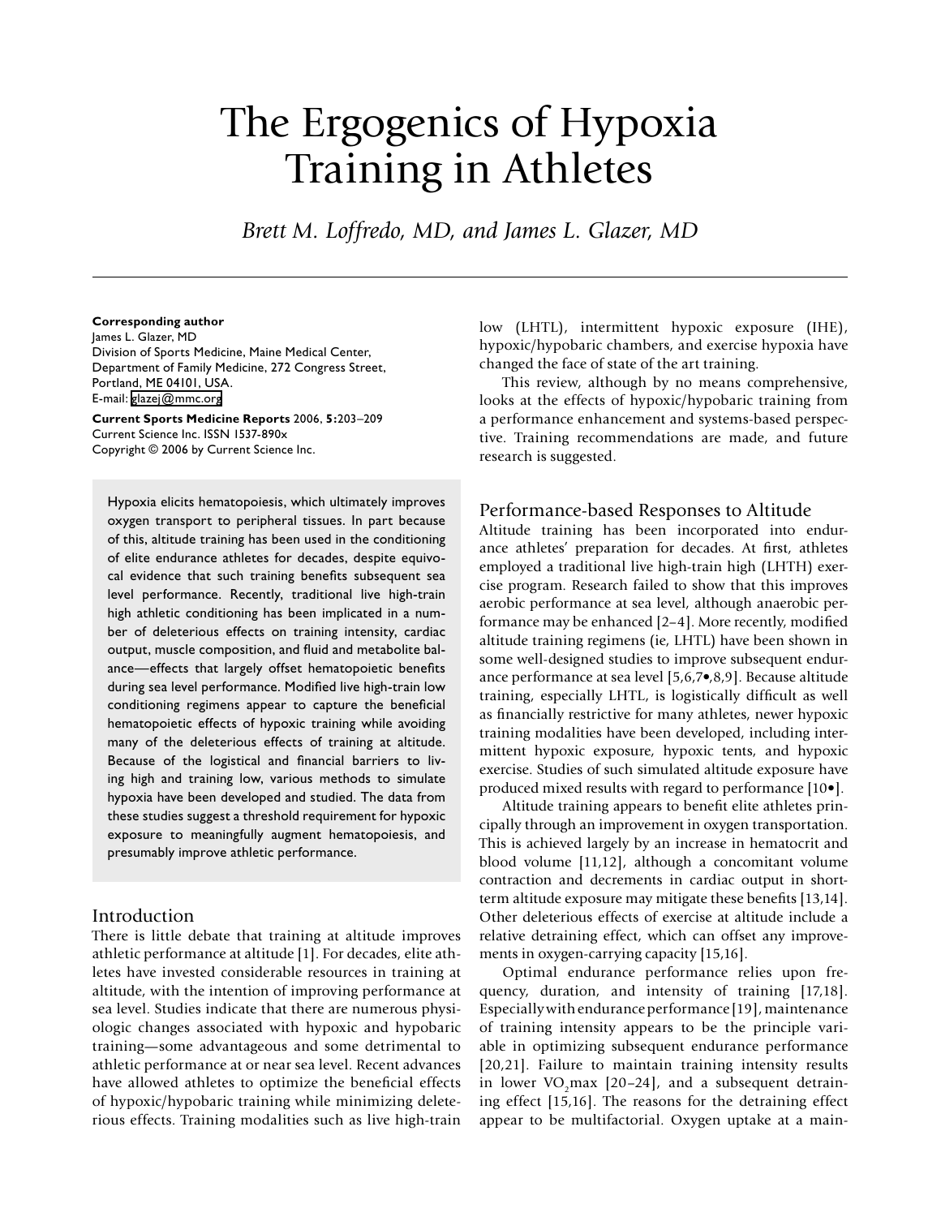# The Ergogenics of Hypoxia Training in Athletes

*Brett M. Loffredo, MD, and James L. Glazer, MD*

**Corresponding author**
James L. Glazer, MD
Division of Sports Medicine, Maine Medical Center,
Department of Family Medicine, 272 Congress Street,
Portland, ME 04101, USA.
E-mail: glazej@mmc.org

**Current Sports Medicine Reports** 2006, **5:**203–209
Current Science Inc. ISSN 1537-890x
Copyright © 2006 by Current Science Inc.

Hypoxia elicits hematopoiesis, which ultimately improves oxygen transport to peripheral tissues. In part because of this, altitude training has been used in the conditioning of elite endurance athletes for decades, despite equivocal evidence that such training benefits subsequent sea level performance. Recently, traditional live high-train high athletic conditioning has been implicated in a number of deleterious effects on training intensity, cardiac output, muscle composition, and fluid and metabolite balance—effects that largely offset hematopoietic benefits during sea level performance. Modified live high-train low conditioning regimens appear to capture the beneficial hematopoietic effects of hypoxic training while avoiding many of the deleterious effects of training at altitude. Because of the logistical and financial barriers to living high and training low, various methods to simulate hypoxia have been developed and studied. The data from these studies suggest a threshold requirement for hypoxic exposure to meaningfully augment hematopoiesis, and presumably improve athletic performance.

## Introduction

There is little debate that training at altitude improves athletic performance at altitude [1]. For decades, elite athletes have invested considerable resources in training at altitude, with the intention of improving performance at sea level. Studies indicate that there are numerous physiologic changes associated with hypoxic and hypobaric training—some advantageous and some detrimental to athletic performance at or near sea level. Recent advances have allowed athletes to optimize the beneficial effects of hypoxic/hypobaric training while minimizing deleterious effects. Training modalities such as live high-train low (LHTL), intermittent hypoxic exposure (IHE), hypoxic/hypobaric chambers, and exercise hypoxia have changed the face of state of the art training.

This review, although by no means comprehensive, looks at the effects of hypoxic/hypobaric training from a performance enhancement and systems-based perspective. Training recommendations are made, and future research is suggested.

## Performance-based Responses to Altitude

Altitude training has been incorporated into endurance athletes' preparation for decades. At first, athletes employed a traditional live high-train high (LHTH) exercise program. Research failed to show that this improves aerobic performance at sea level, although anaerobic performance may be enhanced [2–4]. More recently, modified altitude training regimens (ie, LHTL) have been shown in some well-designed studies to improve subsequent endurance performance at sea level [5,6,7•,8,9]. Because altitude training, especially LHTL, is logistically difficult as well as financially restrictive for many athletes, newer hypoxic training modalities have been developed, including intermittent hypoxic exposure, hypoxic tents, and hypoxic exercise. Studies of such simulated altitude exposure have produced mixed results with regard to performance [10•].

Altitude training appears to benefit elite athletes principally through an improvement in oxygen transportation. This is achieved largely by an increase in hematocrit and blood volume [11,12], although a concomitant volume contraction and decrements in cardiac output in short-term altitude exposure may mitigate these benefits [13,14]. Other deleterious effects of exercise at altitude include a relative detraining effect, which can offset any improvements in oxygen-carrying capacity [15,16].

Optimal endurance performance relies upon frequency, duration, and intensity of training [17,18]. Especially with endurance performance [19], maintenance of training intensity appears to be the principle variable in optimizing subsequent endurance performance [20,21]. Failure to maintain training intensity results in lower $VO_2max$ [20–24], and a subsequent detraining effect [15,16]. The reasons for the detraining effect appear to be multifactorial. Oxygen uptake at a main-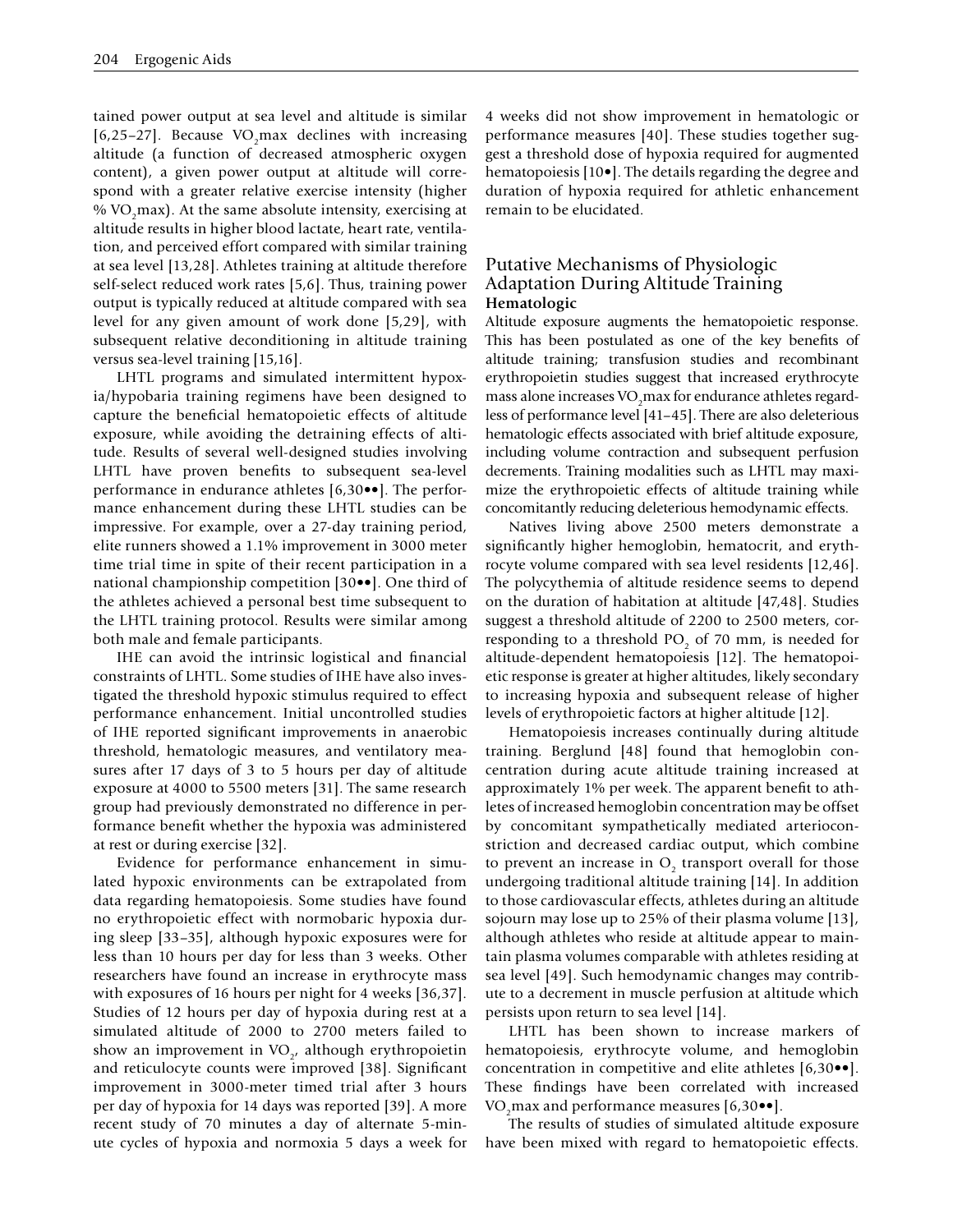tained power output at sea level and altitude is similar [6,25–27]. Because $VO_2$max declines with increasing altitude (a function of decreased atmospheric oxygen content), a given power output at altitude will correspond with a greater relative exercise intensity (higher % $VO_2$max). At the same absolute intensity, exercising at altitude results in higher blood lactate, heart rate, ventilation, and perceived effort compared with similar training at sea level [13,28]. Athletes training at altitude therefore self-select reduced work rates [5,6]. Thus, training power output is typically reduced at altitude compared with sea level for any given amount of work done [5,29], with subsequent relative deconditioning in altitude training versus sea-level training [15,16].

LHTL programs and simulated intermittent hypoxia/hypobaria training regimens have been designed to capture the beneficial hematopoietic effects of altitude exposure, while avoiding the detraining effects of altitude. Results of several well-designed studies involving LHTL have proven benefits to subsequent sea-level performance in endurance athletes [6,30••]. The performance enhancement during these LHTL studies can be impressive. For example, over a 27-day training period, elite runners showed a 1.1% improvement in 3000 meter time trial time in spite of their recent participation in a national championship competition [30••]. One third of the athletes achieved a personal best time subsequent to the LHTL training protocol. Results were similar among both male and female participants.

IHE can avoid the intrinsic logistical and financial constraints of LHTL. Some studies of IHE have also investigated the threshold hypoxic stimulus required to effect performance enhancement. Initial uncontrolled studies of IHE reported significant improvements in anaerobic threshold, hematologic measures, and ventilatory measures after 17 days of 3 to 5 hours per day of altitude exposure at 4000 to 5500 meters [31]. The same research group had previously demonstrated no difference in performance benefit whether the hypoxia was administered at rest or during exercise [32].

Evidence for performance enhancement in simulated hypoxic environments can be extrapolated from data regarding hematopoiesis. Some studies have found no erythropoietic effect with normobaric hypoxia during sleep [33–35], although hypoxic exposures were for less than 10 hours per day for less than 3 weeks. Other researchers have found an increase in erythrocyte mass with exposures of 16 hours per night for 4 weeks [36,37]. Studies of 12 hours per day of hypoxia during rest at a simulated altitude of 2000 to 2700 meters failed to show an improvement in $VO_2$, although erythropoietin and reticulocyte counts were improved [38]. Significant improvement in 3000-meter timed trial after 3 hours per day of hypoxia for 14 days was reported [39]. A more recent study of 70 minutes a day of alternate 5-minute cycles of hypoxia and normoxia 5 days a week for 4 weeks did not show improvement in hematologic or performance measures [40]. These studies together suggest a threshold dose of hypoxia required for augmented hematopoiesis [10•]. The details regarding the degree and duration of hypoxia required for athletic enhancement remain to be elucidated.

## Putative Mechanisms of Physiologic Adaptation During Altitude Training

### Hematologic

Altitude exposure augments the hematopoietic response. This has been postulated as one of the key benefits of altitude training; transfusion studies and recombinant erythropoietin studies suggest that increased erythrocyte mass alone increases $VO_2$max for endurance athletes regardless of performance level [41–45]. There are also deleterious hematologic effects associated with brief altitude exposure, including volume contraction and subsequent perfusion decrements. Training modalities such as LHTL may maximize the erythropoietic effects of altitude training while concomitantly reducing deleterious hemodynamic effects.

Natives living above 2500 meters demonstrate a significantly higher hemoglobin, hematocrit, and erythrocyte volume compared with sea level residents [12,46]. The polycythemia of altitude residence seems to depend on the duration of habitation at altitude [47,48]. Studies suggest a threshold altitude of 2200 to 2500 meters, corresponding to a threshold $PO_2$ of 70 mm, is needed for altitude-dependent hematopoiesis [12]. The hematopoietic response is greater at higher altitudes, likely secondary to increasing hypoxia and subsequent release of higher levels of erythropoietic factors at higher altitude [12].

Hematopoiesis increases continually during altitude training. Berglund [48] found that hemoglobin concentration during acute altitude training increased at approximately 1% per week. The apparent benefit to athletes of increased hemoglobin concentration may be offset by concomitant sympathetically mediated arterioconstriction and decreased cardiac output, which combine to prevent an increase in $O_2$ transport overall for those undergoing traditional altitude training [14]. In addition to those cardiovascular effects, athletes during an altitude sojourn may lose up to 25% of their plasma volume [13], although athletes who reside at altitude appear to maintain plasma volumes comparable with athletes residing at sea level [49]. Such hemodynamic changes may contribute to a decrement in muscle perfusion at altitude which persists upon return to sea level [14].

LHTL has been shown to increase markers of hematopoiesis, erythrocyte volume, and hemoglobin concentration in competitive and elite athletes [6,30••]. These findings have been correlated with increased $VO_2$max and performance measures [6,30••].

The results of studies of simulated altitude exposure have been mixed with regard to hematopoietic effects.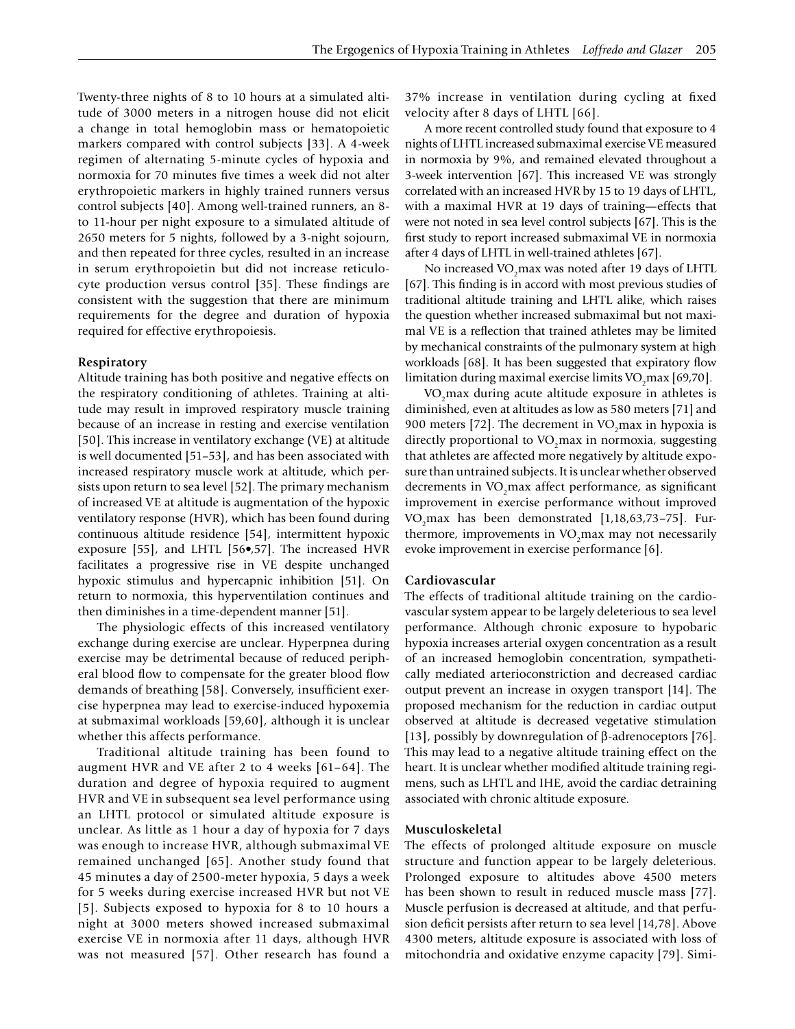Twenty-three nights of 8 to 10 hours at a simulated altitude of 3000 meters in a nitrogen house did not elicit a change in total hemoglobin mass or hematopoietic markers compared with control subjects [33]. A 4-week regimen of alternating 5-minute cycles of hypoxia and normoxia for 70 minutes five times a week did not alter erythropoietic markers in highly trained runners versus control subjects [40]. Among well-trained runners, an 8- to 11-hour per night exposure to a simulated altitude of 2650 meters for 5 nights, followed by a 3-night sojourn, and then repeated for three cycles, resulted in an increase in serum erythropoietin but did not increase reticulocyte production versus control [35]. These findings are consistent with the suggestion that there are minimum requirements for the degree and duration of hypoxia required for effective erythropoiesis.

### Respiratory

Altitude training has both positive and negative effects on the respiratory conditioning of athletes. Training at altitude may result in improved respiratory muscle training because of an increase in resting and exercise ventilation [50]. This increase in ventilatory exchange (VE) at altitude is well documented [51–53], and has been associated with increased respiratory muscle work at altitude, which persists upon return to sea level [52]. The primary mechanism of increased VE at altitude is augmentation of the hypoxic ventilatory response (HVR), which has been found during continuous altitude residence [54], intermittent hypoxic exposure [55], and LHTL [56•,57]. The increased HVR facilitates a progressive rise in VE despite unchanged hypoxic stimulus and hypercapnic inhibition [51]. On return to normoxia, this hyperventilation continues and then diminishes in a time-dependent manner [51].

The physiologic effects of this increased ventilatory exchange during exercise are unclear. Hyperpnea during exercise may be detrimental because of reduced peripheral blood flow to compensate for the greater blood flow demands of breathing [58]. Conversely, insufficient exercise hyperpnea may lead to exercise-induced hypoxemia at submaximal workloads [59,60], although it is unclear whether this affects performance.

Traditional altitude training has been found to augment HVR and VE after 2 to 4 weeks [61–64]. The duration and degree of hypoxia required to augment HVR and VE in subsequent sea level performance using an LHTL protocol or simulated altitude exposure is unclear. As little as 1 hour a day of hypoxia for 7 days was enough to increase HVR, although submaximal VE remained unchanged [65]. Another study found that 45 minutes a day of 2500-meter hypoxia, 5 days a week for 5 weeks during exercise increased HVR but not VE [5]. Subjects exposed to hypoxia for 8 to 10 hours a night at 3000 meters showed increased submaximal exercise VE in normoxia after 11 days, although HVR was not measured [57]. Other research has found a 37% increase in ventilation during cycling at fixed velocity after 8 days of LHTL [66].

A more recent controlled study found that exposure to 4 nights of LHTL increased submaximal exercise VE measured in normoxia by 9%, and remained elevated throughout a 3-week intervention [67]. This increased VE was strongly correlated with an increased HVR by 15 to 19 days of LHTL, with a maximal HVR at 19 days of training—effects that were not noted in sea level control subjects [67]. This is the first study to report increased submaximal VE in normoxia after 4 days of LHTL in well-trained athletes [67].

No increased $VO_2$max was noted after 19 days of LHTL [67]. This finding is in accord with most previous studies of traditional altitude training and LHTL alike, which raises the question whether increased submaximal but not maximal VE is a reflection that trained athletes may be limited by mechanical constraints of the pulmonary system at high workloads [68]. It has been suggested that expiratory flow limitation during maximal exercise limits $VO_2$max [69,70].

$VO_2$max during acute altitude exposure in athletes is diminished, even at altitudes as low as 580 meters [71] and 900 meters [72]. The decrement in $VO_2$max in hypoxia is directly proportional to $VO_2$max in normoxia, suggesting that athletes are affected more negatively by altitude exposure than untrained subjects. It is unclear whether observed decrements in $VO_2$max affect performance, as significant improvement in exercise performance without improved $VO_2$max has been demonstrated [1,18,63,73–75]. Furthermore, improvements in $VO_2$max may not necessarily evoke improvement in exercise performance [6].

### Cardiovascular

The effects of traditional altitude training on the cardiovascular system appear to be largely deleterious to sea level performance. Although chronic exposure to hypobaric hypoxia increases arterial oxygen concentration as a result of an increased hemoglobin concentration, sympathetically mediated arterioconstriction and decreased cardiac output prevent an increase in oxygen transport [14]. The proposed mechanism for the reduction in cardiac output observed at altitude is decreased vegetative stimulation [13], possibly by downregulation of β-adrenoceptors [76]. This may lead to a negative altitude training effect on the heart. It is unclear whether modified altitude training regimens, such as LHTL and IHE, avoid the cardiac detraining associated with chronic altitude exposure.

### Musculoskeletal

The effects of prolonged altitude exposure on muscle structure and function appear to be largely deleterious. Prolonged exposure to altitudes above 4500 meters has been shown to result in reduced muscle mass [77]. Muscle perfusion is decreased at altitude, and that perfusion deficit persists after return to sea level [14,78]. Above 4300 meters, altitude exposure is associated with loss of mitochondria and oxidative enzyme capacity [79]. Simi-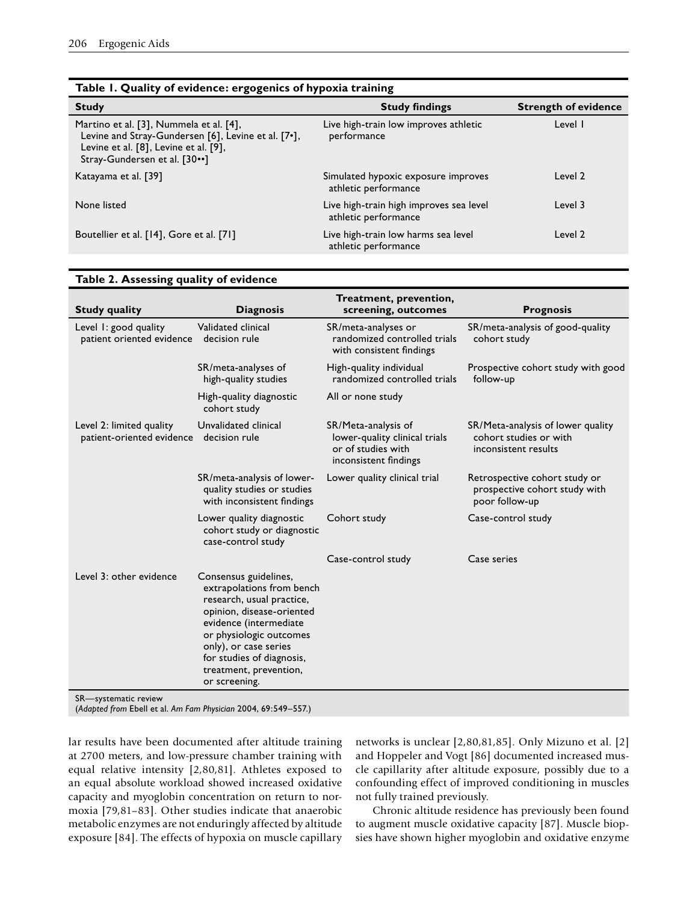**Table 1. Quality of evidence: ergogenics of hypoxia training**

| Study | Study findings | Strength of evidence |
|---|---|---|
| Martino et al. [3], Nummela et al. [4], Levine and Stray-Gundersen [6], Levine et al. [7•], Levine et al. [8], Levine et al. [9], Stray-Gundersen et al. [30••] | Live high-train low improves athletic performance | Level 1 |
| Katayama et al. [39] | Simulated hypoxic exposure improves athletic performance | Level 2 |
| None listed | Live high-train high improves sea level athletic performance | Level 3 |
| Boutellier et al. [14], Gore et al. [71] | Live high-train low harms sea level athletic performance | Level 2 |

**Table 2. Assessing quality of evidence**

| Study quality | Diagnosis | Treatment, prevention, screening, outcomes | Prognosis |
|---|---|---|---|
| Level 1: good quality patient oriented evidence | Validated clinical decision rule | SR/meta-analyses or randomized controlled trials with consistent findings | SR/meta-analysis of good-quality cohort study |
| | SR/meta-analyses of high-quality studies | High-quality individual randomized controlled trials | Prospective cohort study with good follow-up |
| | High-quality diagnostic cohort study | All or none study | |
| Level 2: limited quality patient-oriented evidence | Unvalidated clinical decision rule | SR/Meta-analysis of lower-quality clinical trials or of studies with inconsistent findings | SR/Meta-analysis of lower quality cohort studies or with inconsistent results |
| | SR/meta-analysis of lower-quality studies or studies with inconsistent findings | Lower quality clinical trial | Retrospective cohort study or prospective cohort study with poor follow-up |
| | Lower quality diagnostic cohort study or diagnostic case-control study | Cohort study | Case-control study |
| | | Case-control study | Case series |
| Level 3: other evidence | Consensus guidelines, extrapolations from bench research, usual practice, opinion, disease-oriented evidence (intermediate or physiologic outcomes only), or case series for studies of diagnosis, treatment, prevention, or screening. | | |

SR—systematic review

(*Adapted from* Ebell et al. *Am Fam Physician* 2004, 69:549–557.)

lar results have been documented after altitude training at 2700 meters, and low-pressure chamber training with equal relative intensity [2,80,81]. Athletes exposed to an equal absolute workload showed increased oxidative capacity and myoglobin concentration on return to normoxia [79,81–83]. Other studies indicate that anaerobic metabolic enzymes are not enduringly affected by altitude exposure [84]. The effects of hypoxia on muscle capillary networks is unclear [2,80,81,85]. Only Mizuno et al. [2] and Hoppeler and Vogt [86] documented increased muscle capillarity after altitude exposure, possibly due to a confounding effect of improved conditioning in muscles not fully trained previously.

Chronic altitude residence has previously been found to augment muscle oxidative capacity [87]. Muscle biopsies have shown higher myoglobin and oxidative enzyme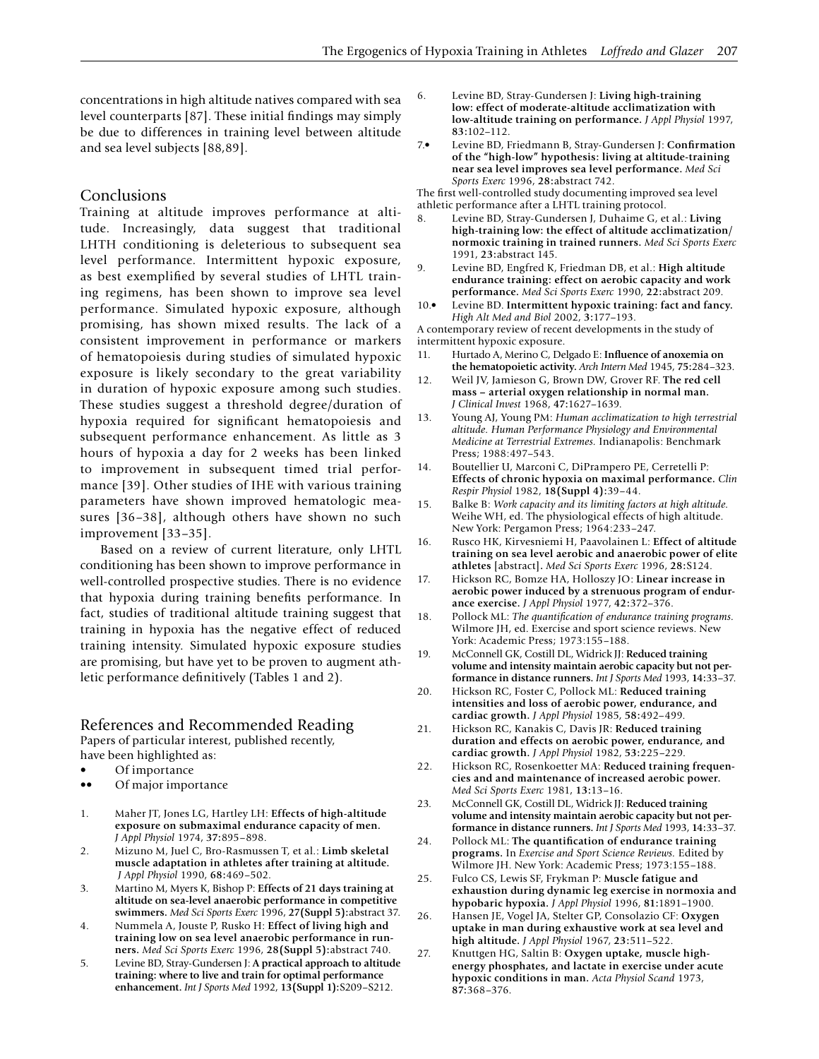concentrations in high altitude natives compared with sea level counterparts [87]. These initial findings may simply be due to differences in training level between altitude and sea level subjects [88,89].

## Conclusions

Training at altitude improves performance at altitude. Increasingly, data suggest that traditional LHTH conditioning is deleterious to subsequent sea level performance. Intermittent hypoxic exposure, as best exemplified by several studies of LHTL training regimens, has been shown to improve sea level performance. Simulated hypoxic exposure, although promising, has shown mixed results. The lack of a consistent improvement in performance or markers of hematopoiesis during studies of simulated hypoxic exposure is likely secondary to the great variability in duration of hypoxic exposure among such studies. These studies suggest a threshold degree/duration of hypoxia required for significant hematopoiesis and subsequent performance enhancement. As little as 3 hours of hypoxia a day for 2 weeks has been linked to improvement in subsequent timed trial performance [39]. Other studies of IHE with various training parameters have shown improved hematologic measures [36–38], although others have shown no such improvement [33–35].

Based on a review of current literature, only LHTL conditioning has been shown to improve performance in well-controlled prospective studies. There is no evidence that hypoxia during training benefits performance. In fact, studies of traditional altitude training suggest that training in hypoxia has the negative effect of reduced training intensity. Simulated hypoxic exposure studies are promising, but have yet to be proven to augment athletic performance definitively (Tables 1 and 2).

## References and Recommended Reading

Papers of particular interest, published recently, have been highlighted as:

- • Of importance
- •• Of major importance

1. Maher JT, Jones LG, Hartley LH: **Effects of high-altitude exposure on submaximal endurance capacity of men.** *J Appl Physiol* 1974, **37:**895–898.
2. Mizuno M, Juel C, Bro-Rasmussen T, et al.: **Limb skeletal muscle adaptation in athletes after training at altitude.** *J Appl Physiol* 1990, **68:**469–502.
3. Martino M, Myers K, Bishop P: **Effects of 21 days training at altitude on sea-level anaerobic performance in competitive swimmers.** *Med Sci Sports Exerc* 1996, **27(Suppl 5):**abstract 37.
4. Nummela A, Jouste P, Rusko H: **Effect of living high and training low on sea level anaerobic performance in runners.** *Med Sci Sports Exerc* 1996, **28(Suppl 5):**abstract 740.
5. Levine BD, Stray-Gundersen J: **A practical approach to altitude training: where to live and train for optimal performance enhancement.** *Int J Sports Med* 1992, **13(Suppl 1):**S209–S212.
6. Levine BD, Stray-Gundersen J: **Living high-training low: effect of moderate-altitude acclimatization with low-altitude training on performance.** *J Appl Physiol* 1997, **83:**102–112.
7. • Levine BD, Friedmann B, Stray-Gundersen J: **Confirmation of the "high-low" hypothesis: living at altitude-training near sea level improves sea level performance.** *Med Sci Sports Exerc* 1996, **28:**abstract 742.

   The first well-controlled study documenting improved sea level athletic performance after a LHTL training protocol.
8. Levine BD, Stray-Gundersen J, Duhaime G, et al.: **Living high-training low: the effect of altitude acclimatization/normoxic training in trained runners.** *Med Sci Sports Exerc* 1991, **23:**abstract 145.
9. Levine BD, Engfred K, Friedman DB, et al.: **High altitude endurance training: effect on aerobic capacity and work performance.** *Med Sci Sports Exerc* 1990, **22:**abstract 209.
10. • Levine BD. **Intermittent hypoxic training: fact and fancy.** *High Alt Med and Biol* 2002, **3:**177–193.

    A contemporary review of recent developments in the study of intermittent hypoxic exposure.
11. Hurtado A, Merino C, Delgado E: **Influence of anoxemia on the hematopoietic activity.** *Arch Intern Med* 1945, **75:**284–323.
12. Weil JV, Jamieson G, Brown DW, Grover RF. **The red cell mass – arterial oxygen relationship in normal man.** *J Clinical Invest* 1968, **47:**1627–1639.
13. Young AJ, Young PM: *Human acclimatization to high terrestrial altitude. Human Performance Physiology and Environmental Medicine at Terrestrial Extremes.* Indianapolis: Benchmark Press; 1988:497–543.
14. Boutellier U, Marconi C, DiPrampero PE, Cerretelli P: **Effects of chronic hypoxia on maximal performance.** *Clin Respir Physiol* 1982, **18(Suppl 4):**39–44.
15. Balke B: *Work capacity and its limiting factors at high altitude.* Weihe WH, ed. The physiological effects of high altitude. New York: Pergamon Press; 1964:233–247.
16. Rusco HK, Kirvesniemi H, Paavolainen L: **Effect of altitude training on sea level aerobic and anaerobic power of elite athletes [abstract].** *Med Sci Sports Exerc* 1996, **28:**S124.
17. Hickson RC, Bomze HA, Holloszy JO: **Linear increase in aerobic power induced by a strenuous program of endurance exercise.** *J Appl Physiol* 1977, **42:**372–376.
18. Pollock ML: *The quantification of endurance training programs.* Wilmore JH, ed. Exercise and sport science reviews. New York: Academic Press; 1973:155–188.
19. McConnell GK, Costill DL, Widrick JJ: **Reduced training volume and intensity maintain aerobic capacity but not performance in distance runners.** *Int J Sports Med* 1993, **14:**33–37.
20. Hickson RC, Foster C, Pollock ML: **Reduced training intensities and loss of aerobic power, endurance, and cardiac growth.** *J Appl Physiol* 1985, **58:**492–499.
21. Hickson RC, Kanakis C, Davis JR: **Reduced training duration and effects on aerobic power, endurance, and cardiac growth.** *J Appl Physiol* 1982, **53:**225–229.
22. Hickson RC, Rosenkoetter MA: **Reduced training frequencies and maintenance of increased aerobic power.** *Med Sci Sports Exerc* 1981, **13:**13–16.
23. McConnell GK, Costill DL, Widrick JJ: **Reduced training volume and intensity maintain aerobic capacity but not performance in distance runners.** *Int J Sports Med* 1993, **14:**33–37.
24. Pollock ML: **The quantification of endurance training programs.** In *Exercise and Sport Science Reviews.* Edited by Wilmore JH. New York: Academic Press; 1973:155–188.
25. Fulco CS, Lewis SF, Frykman P: **Muscle fatigue and exhaustion during dynamic leg exercise in normoxia and hypobaric hypoxia.** *J Appl Physiol* 1996, **81:**1891–1900.
26. Hansen JE, Vogel JA, Stelter GP, Consolazio CF: **Oxygen uptake in man during exhaustive work at sea level and high altitude.** *J Appl Physiol* 1967, **23:**511–522.
27. Knuttgen HG, Saltin B: **Oxygen uptake, muscle high-energy phosphates, and lactate in exercise under acute hypoxic conditions in man.** *Acta Physiol Scand* 1973, **87:**368–376.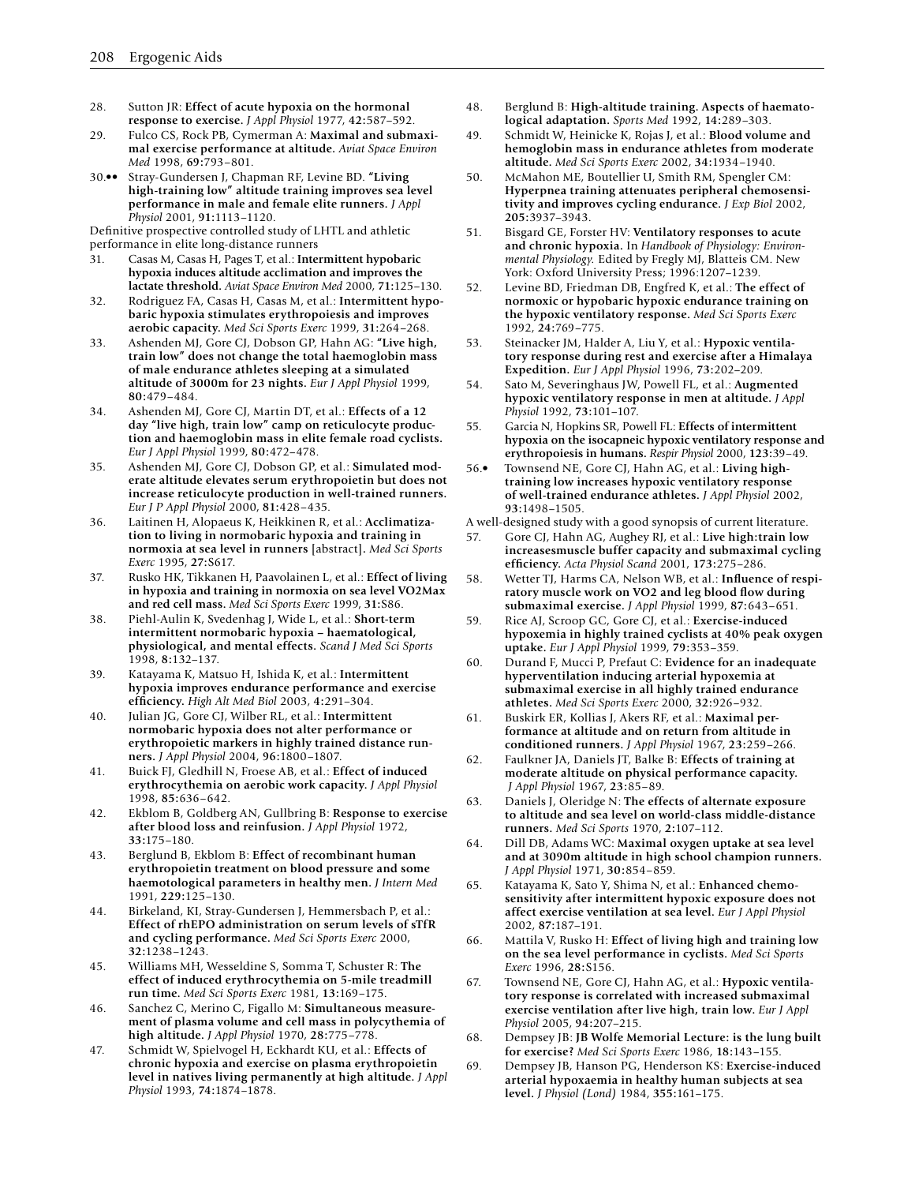28. Sutton JR: **Effect of acute hypoxia on the hormonal response to exercise.** *J Appl Physiol* 1977, **42:**587–592.
29. Fulco CS, Rock PB, Cymerman A: **Maximal and submaximal exercise performance at altitude.** *Aviat Space Environ Med* 1998, **69:**793–801.
30.•• Stray-Gundersen J, Chapman RF, Levine BD. **"Living high-training low" altitude training improves sea level performance in male and female elite runners.** *J Appl Physiol* 2001, **91:**1113–1120.

Definitive prospective controlled study of LHTL and athletic performance in elite long-distance runners

31. Casas M, Casas H, Pages T, et al.: **Intermittent hypobaric hypoxia induces altitude acclimation and improves the lactate threshold.** *Aviat Space Environ Med* 2000, **71:**125–130.
32. Rodriguez FA, Casas H, Casas M, et al.: **Intermittent hypobaric hypoxia stimulates erythropoiesis and improves aerobic capacity.** *Med Sci Sports Exerc* 1999, **31:**264–268.
33. Ashenden MJ, Gore CJ, Dobson GP, Hahn AG: **"Live high, train low" does not change the total haemoglobin mass of male endurance athletes sleeping at a simulated altitude of 3000m for 23 nights.** *Eur J Appl Physiol* 1999, **80:**479–484.
34. Ashenden MJ, Gore CJ, Martin DT, et al.: **Effects of a 12 day "live high, train low" camp on reticulocyte production and haemoglobin mass in elite female road cyclists.** *Eur J Appl Physiol* 1999, **80:**472–478.
35. Ashenden MJ, Gore CJ, Dobson GP, et al.: **Simulated moderate altitude elevates serum erythropoietin but does not increase reticulocyte production in well-trained runners.** *Eur J P Appl Physiol* 2000, **81:**428–435.
36. Laitinen H, Alopaeus K, Heikkinen R, et al.: **Acclimatization to living in normobaric hypoxia and training in normoxia at sea level in runners** [abstract]**.** *Med Sci Sports Exerc* 1995, **27:**S617.
37. Rusko HK, Tikkanen H, Paavolainen L, et al.: **Effect of living in hypoxia and training in normoxia on sea level VO2Max and red cell mass.** *Med Sci Sports Exerc* 1999, **31:**S86.
38. Piehl-Aulin K, Svedenhag J, Wide L, et al.: **Short-term intermittent normobaric hypoxia – haematological, physiological, and mental effects.** *Scand J Med Sci Sports* 1998, **8:**132–137.
39. Katayama K, Matsuo H, Ishida K, et al.: **Intermittent hypoxia improves endurance performance and exercise efficiency.** *High Alt Med Biol* 2003, **4:**291–304.
40. Julian JG, Gore CJ, Wilber RL, et al.: **Intermittent normobaric hypoxia does not alter performance or erythropoietic markers in highly trained distance runners.** *J Appl Physiol* 2004, **96:**1800–1807.
41. Buick FJ, Gledhill N, Froese AB, et al.: **Effect of induced erythrocythemia on aerobic work capacity.** *J Appl Physiol* 1998, **85:**636–642.
42. Ekblom B, Goldberg AN, Gullbring B: **Response to exercise after blood loss and reinfusion.** *J Appl Physiol* 1972, **33:**175–180.
43. Berglund B, Ekblom B: **Effect of recombinant human erythropoietin treatment on blood pressure and some haematological parameters in healthy men.** *J Intern Med* 1991, **229:**125–130.
44. Birkeland, KI, Stray-Gundersen J, Hemmersbach P, et al.: **Effect of rhEPO administration on serum levels of sTfR and cycling performance.** *Med Sci Sports Exerc* 2000, **32:**1238–1243.
45. Williams MH, Wesseldine S, Somma T, Schuster R: **The effect of induced erythrocythemia on 5-mile treadmill run time.** *Med Sci Sports Exerc* 1981, **13:**169–175.
46. Sanchez C, Merino C, Figallo M: **Simultaneous measurement of plasma volume and cell mass in polycythemia of high altitude.** *J Appl Physiol* 1970, **28:**775–778.
47. Schmidt W, Spielvogel H, Eckhardt KU, et al.: **Effects of chronic hypoxia and exercise on plasma erythropoietin level in natives living permanently at high altitude.** *J Appl Physiol* 1993, **74:**1874–1878.
48. Berglund B: **High-altitude training. Aspects of haematological adaptation.** *Sports Med* 1992, **14:**289–303.
49. Schmidt W, Heinicke K, Rojas J, et al.: **Blood volume and hemoglobin mass in endurance athletes from moderate altitude.** *Med Sci Sports Exerc* 2002, **34:**1934–1940.
50. McMahon ME, Boutellier U, Smith RM, Spengler CM: **Hyperpnea training attenuates peripheral chemosensitivity and improves cycling endurance.** *J Exp Biol* 2002, **205:**3937–3943.
51. Bisgard GE, Forster HV: **Ventilatory responses to acute and chronic hypoxia.** In *Handbook of Physiology: Environmental Physiology.* Edited by Fregly MJ, Blatteis CM. New York: Oxford University Press; 1996:1207–1239.
52. Levine BD, Friedman DB, Engfred K, et al.: **The effect of normoxic or hypobaric hypoxic endurance training on the hypoxic ventilatory response.** *Med Sci Sports Exerc* 1992, **24:**769–775.
53. Steinacker JM, Halder A, Liu Y, et al.: **Hypoxic ventilatory response during rest and exercise after a Himalaya Expedition.** *Eur J Appl Physiol* 1996, **73:**202–209.
54. Sato M, Severinghaus JW, Powell FL, et al.: **Augmented hypoxic ventilatory response in men at altitude.** *J Appl Physiol* 1992, **73:**101–107.
55. Garcia N, Hopkins SR, Powell FL: **Effects of intermittent hypoxia on the isocapneic hypoxic ventilatory response and erythropoiesis in humans.** *Respir Physiol* 2000, **123:**39–49.
56.• Townsend NE, Gore CJ, Hahn AG, et al.: **Living high-training low increases hypoxic ventilatory response of well-trained endurance athletes.** *J Appl Physiol* 2002, **93:**1498–1505.

A well-designed study with a good synopsis of current literature.

57. Gore CJ, Hahn AG, Aughey RJ, et al.: **Live high:train low increasesmuscle buffer capacity and submaximal cycling efficiency.** *Acta Physiol Scand* 2001, **173:**275–286.
58. Wetter TJ, Harms CA, Nelson WB, et al.: **Influence of respiratory muscle work on VO2 and leg blood flow during submaximal exercise.** *J Appl Physiol* 1999, **87:**643–651.
59. Rice AJ, Scroop GC, Gore CJ, et al.: **Exercise-induced hypoxemia in highly trained cyclists at 40% peak oxygen uptake.** *Eur J Appl Physiol* 1999, **79:**353–359.
60. Durand F, Mucci P, Prefaut C: **Evidence for an inadequate hyperventilation inducing arterial hypoxemia at submaximal exercise in all highly trained endurance athletes.** *Med Sci Sports Exerc* 2000, **32:**926–932.
61. Buskirk ER, Kollias J, Akers RF, et al.: **Maximal performance at altitude and on return from altitude in conditioned runners.** *J Appl Physiol* 1967, **23:**259–266.
62. Faulkner JA, Daniels JT, Balke B: **Effects of training at moderate altitude on physical performance capacity.** *J Appl Physiol* 1967, **23:**85–89.
63. Daniels J, Oleridge N: **The effects of alternate exposure to altitude and sea level on world-class middle-distance runners.** *Med Sci Sports* 1970, **2:**107–112.
64. Dill DB, Adams WC: **Maximal oxygen uptake at sea level and at 3090m altitude in high school champion runners.** *J Appl Physiol* 1971, **30:**854–859.
65. Katayama K, Sato Y, Shima N, et al.: **Enhanced chemosensitivity after intermittent hypoxic exposure does not affect exercise ventilation at sea level.** *Eur J Appl Physiol* 2002, **87:**187–191.
66. Mattila V, Rusko H: **Effect of living high and training low on the sea level performance in cyclists.** *Med Sci Sports Exerc* 1996, **28:**S156.
67. Townsend NE, Gore CJ, Hahn AG, et al.: **Hypoxic ventilatory response is correlated with increased submaximal exercise ventilation after live high, train low.** *Eur J Appl Physiol* 2005, **94:**207–215.
68. Dempsey JB: **JB Wolfe Memorial Lecture: is the lung built for exercise?** *Med Sci Sports Exerc* 1986, **18:**143–155.
69. Dempsey JB, Hanson PG, Henderson KS: **Exercise-induced arterial hypoxaemia in healthy human subjects at sea level.** *J Physiol (Lond)* 1984, **355:**161–175.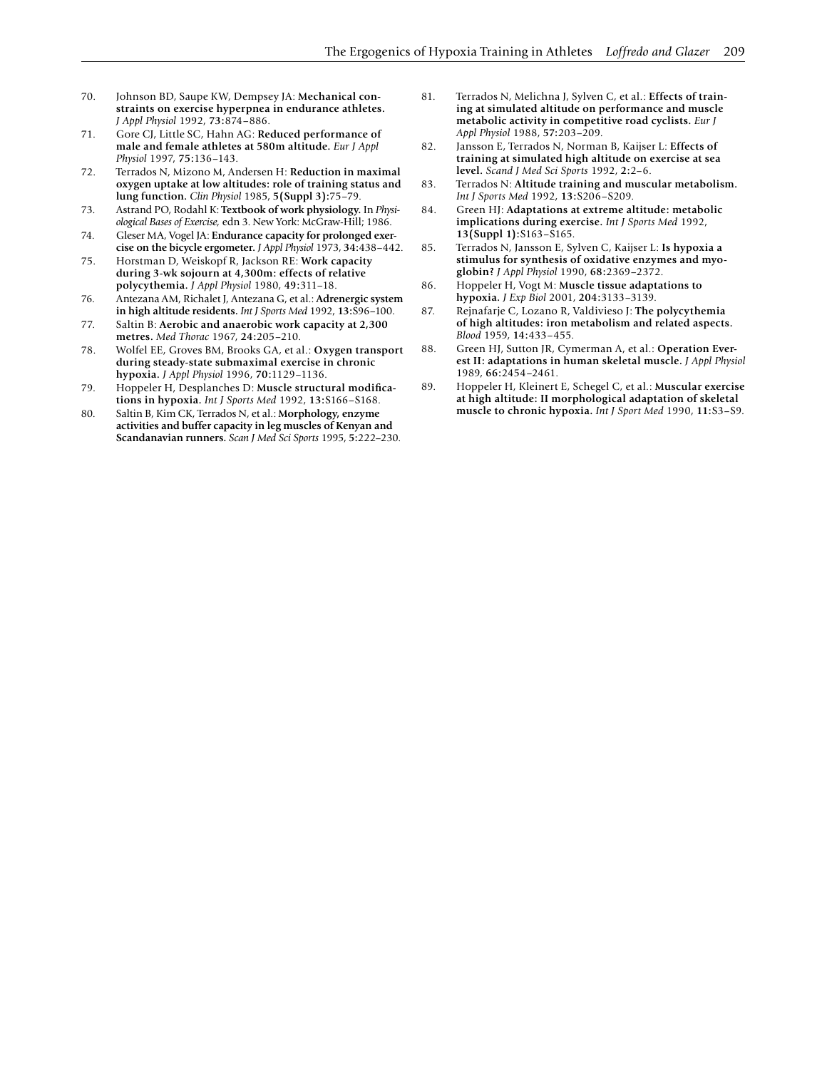70. Johnson BD, Saupe KW, Dempsey JA: **Mechanical constraints on exercise hyperpnea in endurance athletes.** *J Appl Physiol* 1992, **73:**874–886.
71. Gore CJ, Little SC, Hahn AG: **Reduced performance of male and female athletes at 580m altitude.** *Eur J Appl Physiol* 1997, **75:**136–143.
72. Terrados N, Mizono M, Andersen H: **Reduction in maximal oxygen uptake at low altitudes: role of training status and lung function.** *Clin Physiol* 1985, **5(Suppl 3):**75–79.
73. Astrand PO, Rodahl K: **Textbook of work physiology.** In *Physiological Bases of Exercise*, edn 3. New York: McGraw-Hill; 1986.
74. Gleser MA, Vogel JA: **Endurance capacity for prolonged exercise on the bicycle ergometer.** *J Appl Physiol* 1973, **34:**438–442.
75. Horstman D, Weiskopf R, Jackson RE: **Work capacity during 3-wk sojourn at 4,300m: effects of relative polycythemia.** *J Appl Physiol* 1980, **49:**311–18.
76. Antezana AM, Richalet J, Antezana G, et al.: **Adrenergic system in high altitude residents.** *Int J Sports Med* 1992, **13:**S96–100.
77. Saltin B: **Aerobic and anaerobic work capacity at 2,300 metres.** *Med Thorac* 1967, **24:**205–210.
78. Wolfel EE, Groves BM, Brooks GA, et al.: **Oxygen transport during steady-state submaximal exercise in chronic hypoxia.** *J Appl Physiol* 1996, **70:**1129–1136.
79. Hoppeler H, Desplanches D: **Muscle structural modifications in hypoxia.** *Int J Sports Med* 1992, **13:**S166–S168.
80. Saltin B, Kim CK, Terrados N, et al.: **Morphology, enzyme activities and buffer capacity in leg muscles of Kenyan and Scandanavian runners.** *Scan J Med Sci Sports* 1995, **5:**222–230.
81. Terrados N, Melichna J, Sylven C, et al.: **Effects of training at simulated altitude on performance and muscle metabolic activity in competitive road cyclists.** *Eur J Appl Physiol* 1988, **57:**203–209.
82. Jansson E, Terrados N, Norman B, Kaijser L: **Effects of training at simulated high altitude on exercise at sea level.** *Scand J Med Sci Sports* 1992, **2:**2–6.
83. Terrados N: **Altitude training and muscular metabolism.** *Int J Sports Med* 1992, **13:**S206–S209.
84. Green HJ: **Adaptations at extreme altitude: metabolic implications during exercise.** *Int J Sports Med* 1992, **13(Suppl 1):**S163–S165.
85. Terrados N, Jansson E, Sylven C, Kaijser L: **Is hypoxia a stimulus for synthesis of oxidative enzymes and myoglobin?** *J Appl Physiol* 1990, **68:**2369–2372.
86. Hoppeler H, Vogt M: **Muscle tissue adaptations to hypoxia.** *J Exp Biol* 2001, **204:**3133–3139.
87. Rejnafarje C, Lozano R, Valdivieso J: **The polycythemia of high altitudes: iron metabolism and related aspects.** *Blood* 1959, **14:**433–455.
88. Green HJ, Sutton JR, Cymerman A, et al.: **Operation Everest II: adaptations in human skeletal muscle.** *J Appl Physiol* 1989, **66:**2454–2461.
89. Hoppeler H, Kleinert E, Schegel C, et al.: **Muscular exercise at high altitude: II morphological adaptation of skeletal muscle to chronic hypoxia.** *Int J Sport Med* 1990, **11:**S3–S9.